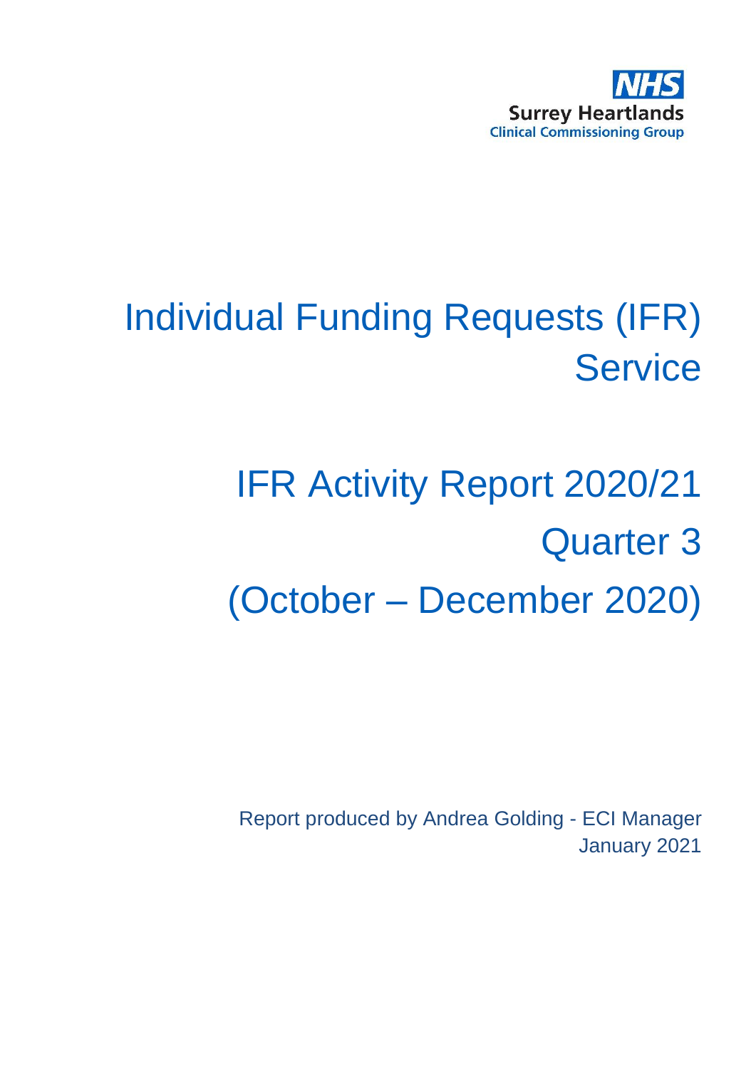NHS
Surrey Heartlands
Clinical Commissioning Group

# Individual Funding Requests (IFR) Service

# IFR Activity Report 2020/21
# Quarter 3
# (October – December 2020)

Report produced by Andrea Golding - ECI Manager
January 2021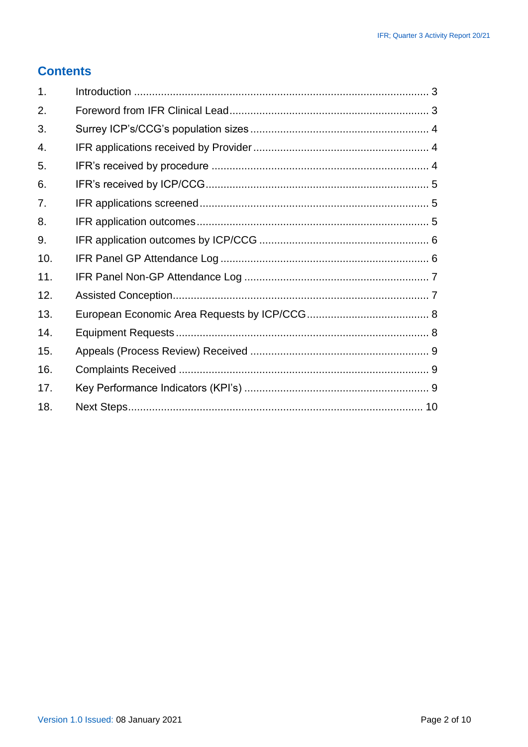## Contents

1. Introduction ........................................................................................ 3
2. Foreword from IFR Clinical Lead ....................................................... 3
3. Surrey ICP's/CCG's population sizes ................................................ 4
4. IFR applications received by Provider ............................................... 4
5. IFR's received by procedure .............................................................. 4
6. IFR's received by ICP/CCG ................................................................ 5
7. IFR applications screened .................................................................. 5
8. IFR application outcomes ................................................................... 5
9. IFR application outcomes by ICP/CCG .............................................. 6
10. IFR Panel GP Attendance Log ............................................................ 6
11. IFR Panel Non-GP Attendance Log .................................................... 7
12. Assisted Conception ........................................................................... 7
13. European Economic Area Requests by ICP/CCG ............................... 8
14. Equipment Requests ........................................................................... 8
15. Appeals (Process Review) Received .................................................. 9
16. Complaints Received .......................................................................... 9
17. Key Performance Indicators (KPI's) .................................................... 9
18. Next Steps ......................................................................................... 10

Version 1.0 Issued: 08 January 2021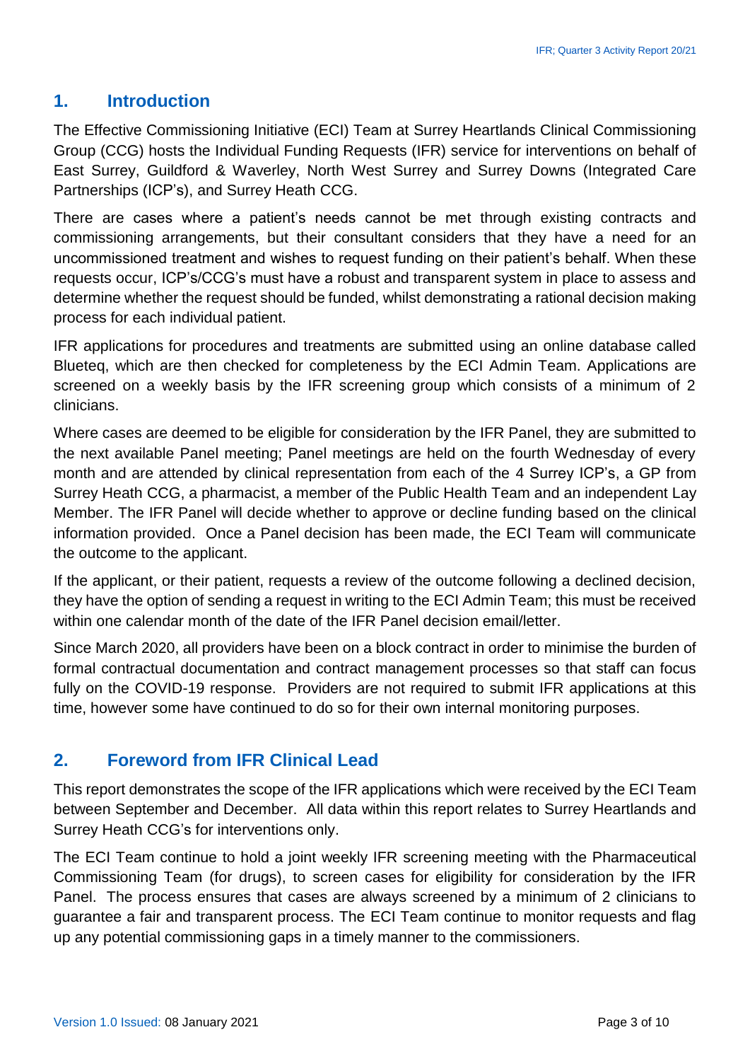## 1. Introduction

The Effective Commissioning Initiative (ECI) Team at Surrey Heartlands Clinical Commissioning Group (CCG) hosts the Individual Funding Requests (IFR) service for interventions on behalf of East Surrey, Guildford & Waverley, North West Surrey and Surrey Downs (Integrated Care Partnerships (ICP's), and Surrey Heath CCG.

There are cases where a patient's needs cannot be met through existing contracts and commissioning arrangements, but their consultant considers that they have a need for an uncommissioned treatment and wishes to request funding on their patient's behalf. When these requests occur, ICP's/CCG's must have a robust and transparent system in place to assess and determine whether the request should be funded, whilst demonstrating a rational decision making process for each individual patient.

IFR applications for procedures and treatments are submitted using an online database called Blueteq, which are then checked for completeness by the ECI Admin Team. Applications are screened on a weekly basis by the IFR screening group which consists of a minimum of 2 clinicians.

Where cases are deemed to be eligible for consideration by the IFR Panel, they are submitted to the next available Panel meeting; Panel meetings are held on the fourth Wednesday of every month and are attended by clinical representation from each of the 4 Surrey ICP's, a GP from Surrey Heath CCG, a pharmacist, a member of the Public Health Team and an independent Lay Member. The IFR Panel will decide whether to approve or decline funding based on the clinical information provided. Once a Panel decision has been made, the ECI Team will communicate the outcome to the applicant.

If the applicant, or their patient, requests a review of the outcome following a declined decision, they have the option of sending a request in writing to the ECI Admin Team; this must be received within one calendar month of the date of the IFR Panel decision email/letter.

Since March 2020, all providers have been on a block contract in order to minimise the burden of formal contractual documentation and contract management processes so that staff can focus fully on the COVID-19 response. Providers are not required to submit IFR applications at this time, however some have continued to do so for their own internal monitoring purposes.

## 2. Foreword from IFR Clinical Lead

This report demonstrates the scope of the IFR applications which were received by the ECI Team between September and December. All data within this report relates to Surrey Heartlands and Surrey Heath CCG's for interventions only.

The ECI Team continue to hold a joint weekly IFR screening meeting with the Pharmaceutical Commissioning Team (for drugs), to screen cases for eligibility for consideration by the IFR Panel. The process ensures that cases are always screened by a minimum of 2 clinicians to guarantee a fair and transparent process. The ECI Team continue to monitor requests and flag up any potential commissioning gaps in a timely manner to the commissioners.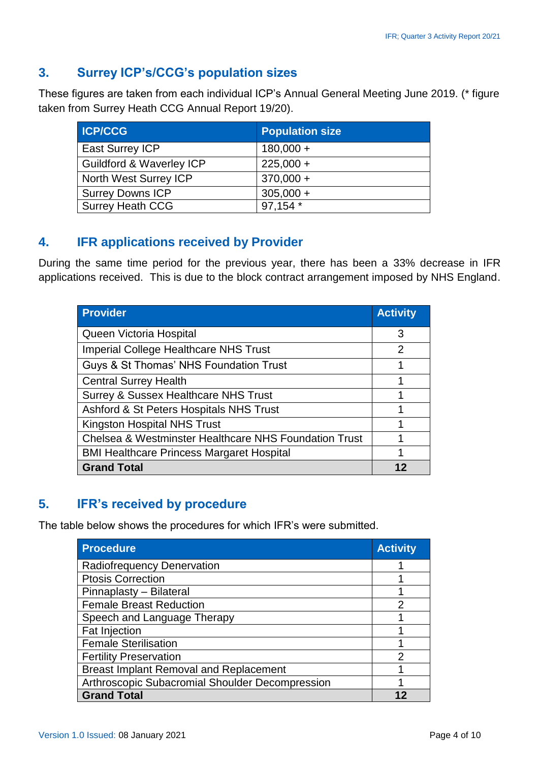## 3. Surrey ICP's/CCG's population sizes

These figures are taken from each individual ICP's Annual General Meeting June 2019. (* figure taken from Surrey Heath CCG Annual Report 19/20).

| ICP/CCG | Population size |
|---|---|
| East Surrey ICP | 180,000 + |
| Guildford & Waverley ICP | 225,000 + |
| North West Surrey ICP | 370,000 + |
| Surrey Downs ICP | 305,000 + |
| Surrey Heath CCG | 97,154 * |

## 4. IFR applications received by Provider

During the same time period for the previous year, there has been a 33% decrease in IFR applications received. This is due to the block contract arrangement imposed by NHS England.

| Provider | Activity |
|---|---|
| Queen Victoria Hospital | 3 |
| Imperial College Healthcare NHS Trust | 2 |
| Guys & St Thomas' NHS Foundation Trust | 1 |
| Central Surrey Health | 1 |
| Surrey & Sussex Healthcare NHS Trust | 1 |
| Ashford & St Peters Hospitals NHS Trust | 1 |
| Kingston Hospital NHS Trust | 1 |
| Chelsea & Westminster Healthcare NHS Foundation Trust | 1 |
| BMI Healthcare Princess Margaret Hospital | 1 |
| **Grand Total** | **12** |

## 5. IFR's received by procedure

The table below shows the procedures for which IFR's were submitted.

| Procedure | Activity |
|---|---|
| Radiofrequency Denervation | 1 |
| Ptosis Correction | 1 |
| Pinnaplasty – Bilateral | 1 |
| Female Breast Reduction | 2 |
| Speech and Language Therapy | 1 |
| Fat Injection | 1 |
| Female Sterilisation | 1 |
| Fertility Preservation | 2 |
| Breast Implant Removal and Replacement | 1 |
| Arthroscopic Subacromial Shoulder Decompression | 1 |
| **Grand Total** | **12** |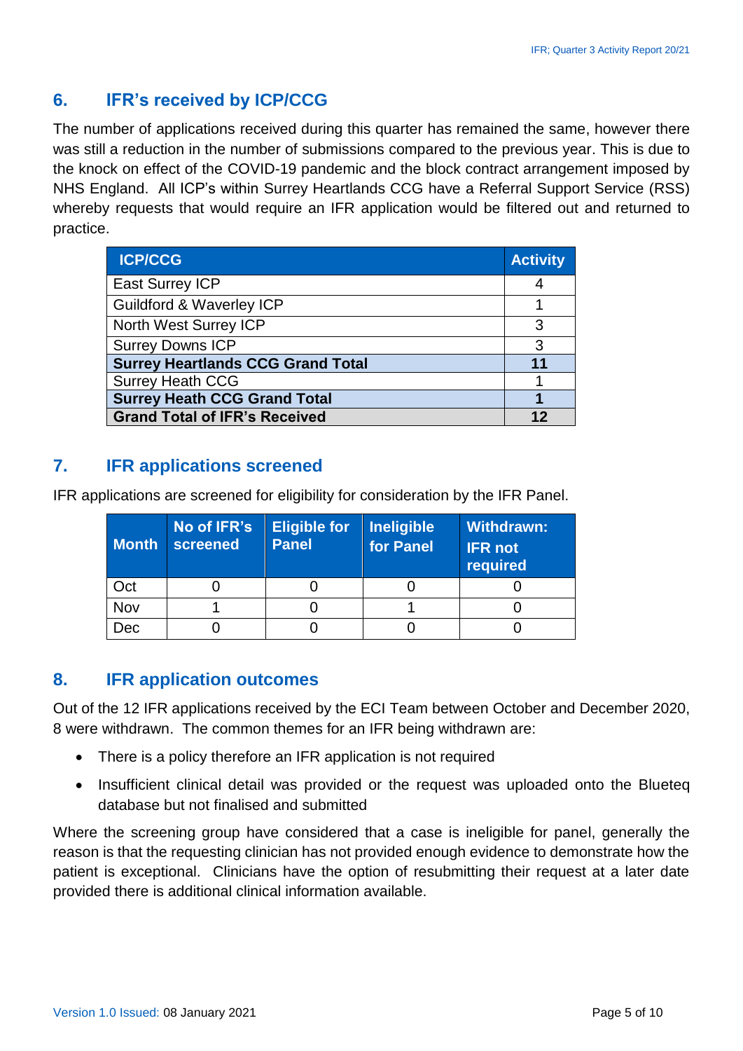## 6. IFR's received by ICP/CCG

The number of applications received during this quarter has remained the same, however there was still a reduction in the number of submissions compared to the previous year. This is due to the knock on effect of the COVID-19 pandemic and the block contract arrangement imposed by NHS England. All ICP's within Surrey Heartlands CCG have a Referral Support Service (RSS) whereby requests that would require an IFR application would be filtered out and returned to practice.

| ICP/CCG | Activity |
|---|---|
| East Surrey ICP | 4 |
| Guildford & Waverley ICP | 1 |
| North West Surrey ICP | 3 |
| Surrey Downs ICP | 3 |
| **Surrey Heartlands CCG Grand Total** | **11** |
| Surrey Heath CCG | 1 |
| **Surrey Heath CCG Grand Total** | **1** |
| **Grand Total of IFR's Received** | **12** |

## 7. IFR applications screened

IFR applications are screened for eligibility for consideration by the IFR Panel.

| Month | No of IFR's screened | Eligible for Panel | Ineligible for Panel | Withdrawn: IFR not required |
|---|---|---|---|---|
| Oct | 0 | 0 | 0 | 0 |
| Nov | 1 | 0 | 1 | 0 |
| Dec | 0 | 0 | 0 | 0 |

## 8. IFR application outcomes

Out of the 12 IFR applications received by the ECI Team between October and December 2020, 8 were withdrawn. The common themes for an IFR being withdrawn are:

- There is a policy therefore an IFR application is not required
- Insufficient clinical detail was provided or the request was uploaded onto the Blueteq database but not finalised and submitted

Where the screening group have considered that a case is ineligible for panel, generally the reason is that the requesting clinician has not provided enough evidence to demonstrate how the patient is exceptional. Clinicians have the option of resubmitting their request at a later date provided there is additional clinical information available.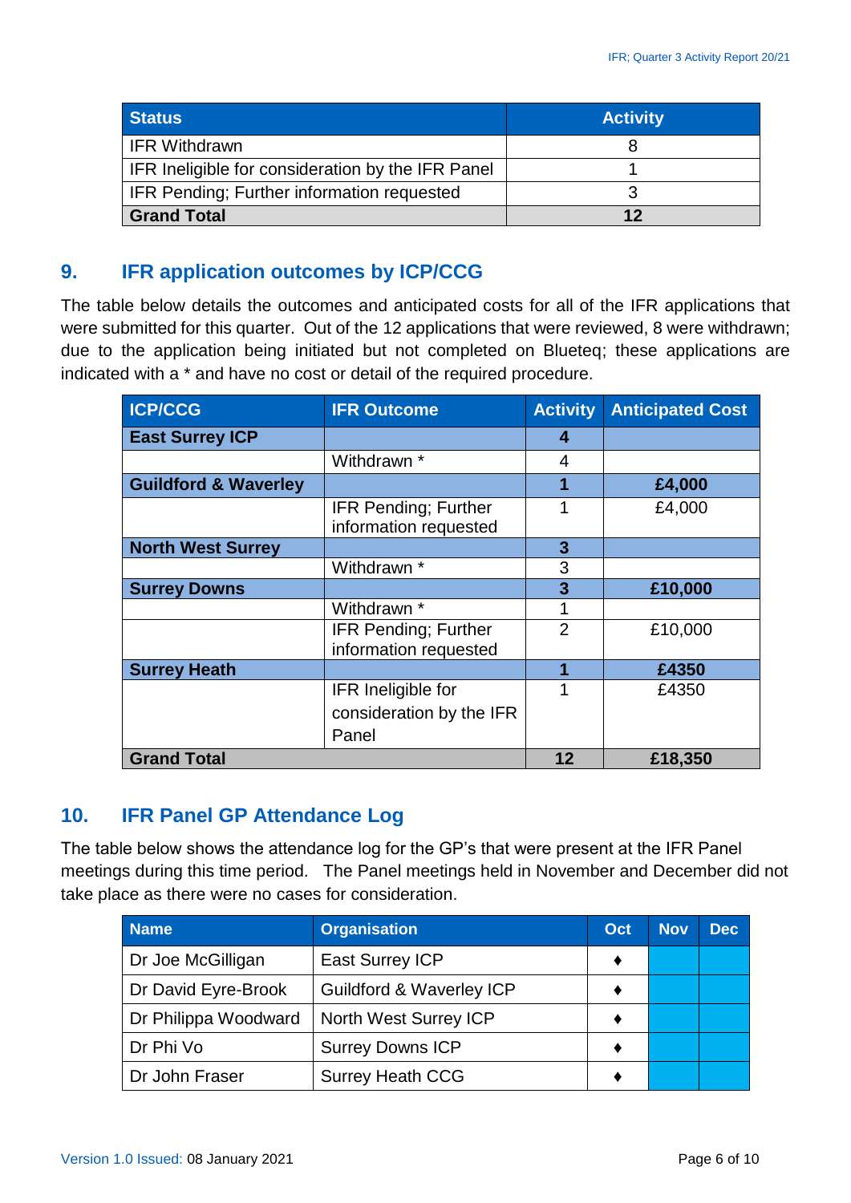| Status | Activity |
|---|---|
| IFR Withdrawn | 8 |
| IFR Ineligible for consideration by the IFR Panel | 1 |
| IFR Pending; Further information requested | 3 |
| **Grand Total** | **12** |

## 9. IFR application outcomes by ICP/CCG

The table below details the outcomes and anticipated costs for all of the IFR applications that were submitted for this quarter. Out of the 12 applications that were reviewed, 8 were withdrawn; due to the application being initiated but not completed on Blueteq; these applications are indicated with a * and have no cost or detail of the required procedure.

| ICP/CCG | IFR Outcome | Activity | Anticipated Cost |
|---|---|---|---|
| **East Surrey ICP** | | **4** | |
| | Withdrawn * | 4 | |
| **Guildford & Waverley** | | **1** | **£4,000** |
| | IFR Pending; Further information requested | 1 | £4,000 |
| **North West Surrey** | | **3** | |
| | Withdrawn * | 3 | |
| **Surrey Downs** | | **3** | **£10,000** |
| | Withdrawn * | 1 | |
| | IFR Pending; Further information requested | 2 | £10,000 |
| **Surrey Heath** | | **1** | **£4350** |
| | IFR Ineligible for consideration by the IFR Panel | 1 | £4350 |
| **Grand Total** | | **12** | **£18,350** |

## 10. IFR Panel GP Attendance Log

The table below shows the attendance log for the GP's that were present at the IFR Panel meetings during this time period. The Panel meetings held in November and December did not take place as there were no cases for consideration.

| Name | Organisation | Oct | Nov | Dec |
|---|---|---|---|---|
| Dr Joe McGilligan | East Surrey ICP | ♦ | | |
| Dr David Eyre-Brook | Guildford & Waverley ICP | ♦ | | |
| Dr Philippa Woodward | North West Surrey ICP | ♦ | | |
| Dr Phi Vo | Surrey Downs ICP | ♦ | | |
| Dr John Fraser | Surrey Heath CCG | ♦ | | |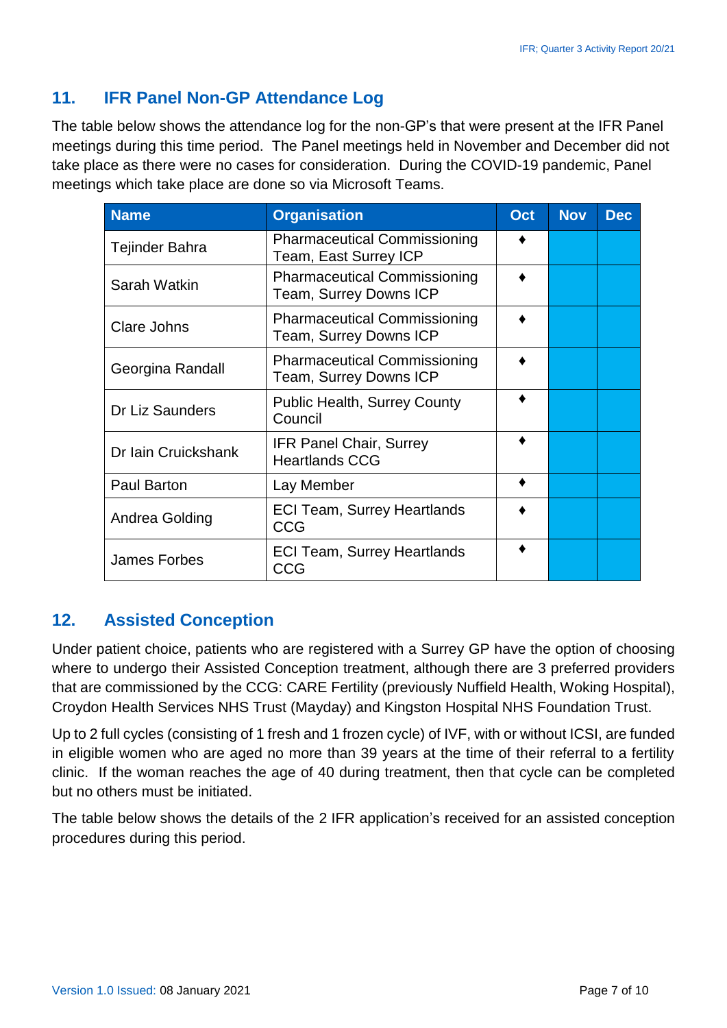## 11. IFR Panel Non-GP Attendance Log

The table below shows the attendance log for the non-GP's that were present at the IFR Panel meetings during this time period. The Panel meetings held in November and December did not take place as there were no cases for consideration. During the COVID-19 pandemic, Panel meetings which take place are done so via Microsoft Teams.

| Name | Organisation | Oct | Nov | Dec |
|---|---|---|---|---|
| Tejinder Bahra | Pharmaceutical Commissioning Team, East Surrey ICP | ♦ | | |
| Sarah Watkin | Pharmaceutical Commissioning Team, Surrey Downs ICP | ♦ | | |
| Clare Johns | Pharmaceutical Commissioning Team, Surrey Downs ICP | ♦ | | |
| Georgina Randall | Pharmaceutical Commissioning Team, Surrey Downs ICP | ♦ | | |
| Dr Liz Saunders | Public Health, Surrey County Council | ♦ | | |
| Dr Iain Cruickshank | IFR Panel Chair, Surrey Heartlands CCG | ♦ | | |
| Paul Barton | Lay Member | ♦ | | |
| Andrea Golding | ECI Team, Surrey Heartlands CCG | ♦ | | |
| James Forbes | ECI Team, Surrey Heartlands CCG | ♦ | | |

## 12. Assisted Conception

Under patient choice, patients who are registered with a Surrey GP have the option of choosing where to undergo their Assisted Conception treatment, although there are 3 preferred providers that are commissioned by the CCG: CARE Fertility (previously Nuffield Health, Woking Hospital), Croydon Health Services NHS Trust (Mayday) and Kingston Hospital NHS Foundation Trust.

Up to 2 full cycles (consisting of 1 fresh and 1 frozen cycle) of IVF, with or without ICSI, are funded in eligible women who are aged no more than 39 years at the time of their referral to a fertility clinic. If the woman reaches the age of 40 during treatment, then that cycle can be completed but no others must be initiated.

The table below shows the details of the 2 IFR application's received for an assisted conception procedures during this period.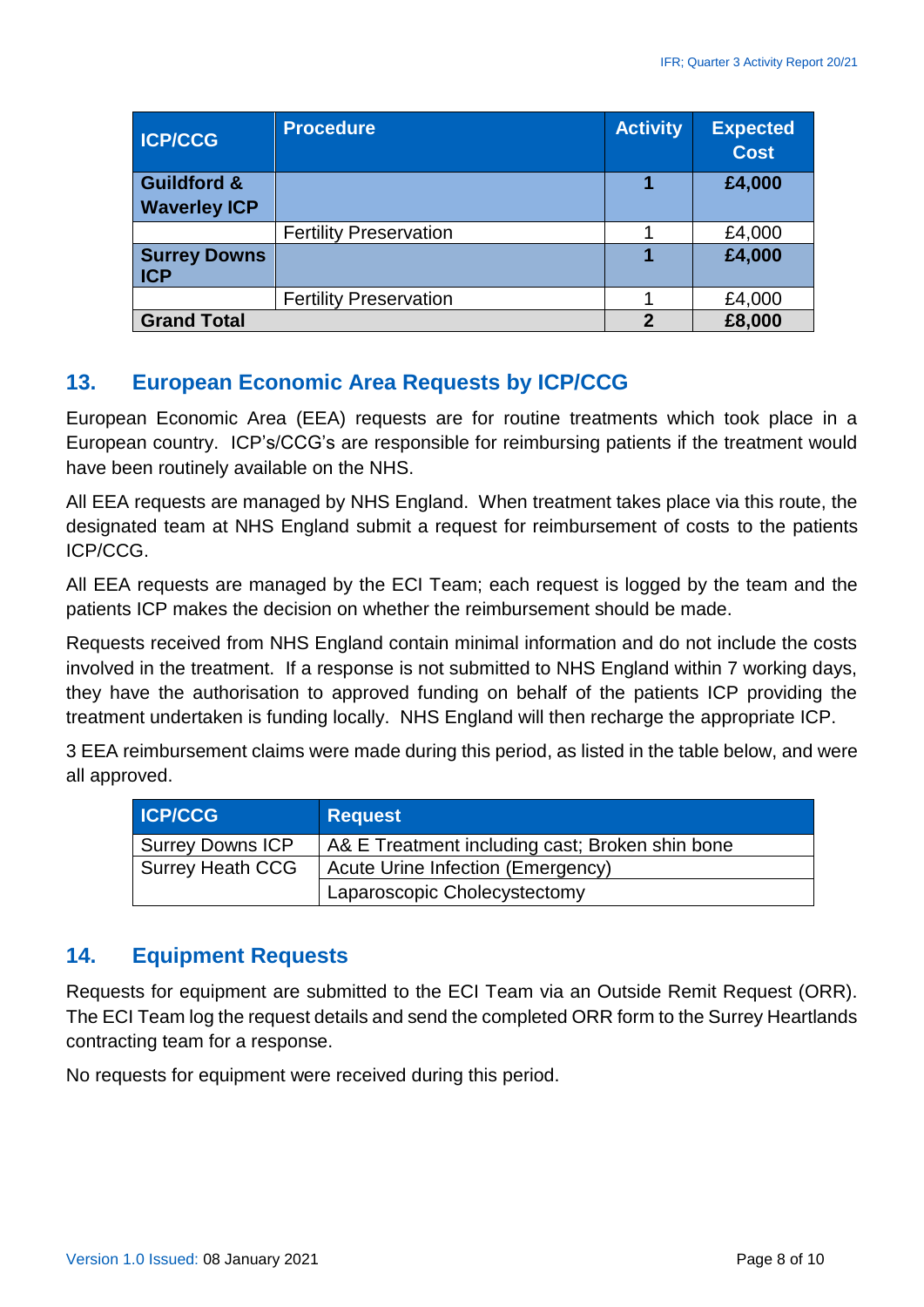| ICP/CCG | Procedure | Activity | Expected Cost |
|---|---|---|---|
| **Guildford & Waverley ICP** | | **1** | **£4,000** |
| | Fertility Preservation | 1 | £4,000 |
| **Surrey Downs ICP** | | **1** | **£4,000** |
| | Fertility Preservation | 1 | £4,000 |
| **Grand Total** | | **2** | **£8,000** |

## 13. European Economic Area Requests by ICP/CCG

European Economic Area (EEA) requests are for routine treatments which took place in a European country. ICP's/CCG's are responsible for reimbursing patients if the treatment would have been routinely available on the NHS.

All EEA requests are managed by NHS England. When treatment takes place via this route, the designated team at NHS England submit a request for reimbursement of costs to the patients ICP/CCG.

All EEA requests are managed by the ECI Team; each request is logged by the team and the patients ICP makes the decision on whether the reimbursement should be made.

Requests received from NHS England contain minimal information and do not include the costs involved in the treatment. If a response is not submitted to NHS England within 7 working days, they have the authorisation to approved funding on behalf of the patients ICP providing the treatment undertaken is funding locally. NHS England will then recharge the appropriate ICP.

3 EEA reimbursement claims were made during this period, as listed in the table below, and were all approved.

| ICP/CCG | Request |
|---|---|
| Surrey Downs ICP | A& E Treatment including cast; Broken shin bone |
| Surrey Heath CCG | Acute Urine Infection (Emergency) |
| | Laparoscopic Cholecystectomy |

## 14. Equipment Requests

Requests for equipment are submitted to the ECI Team via an Outside Remit Request (ORR). The ECI Team log the request details and send the completed ORR form to the Surrey Heartlands contracting team for a response.

No requests for equipment were received during this period.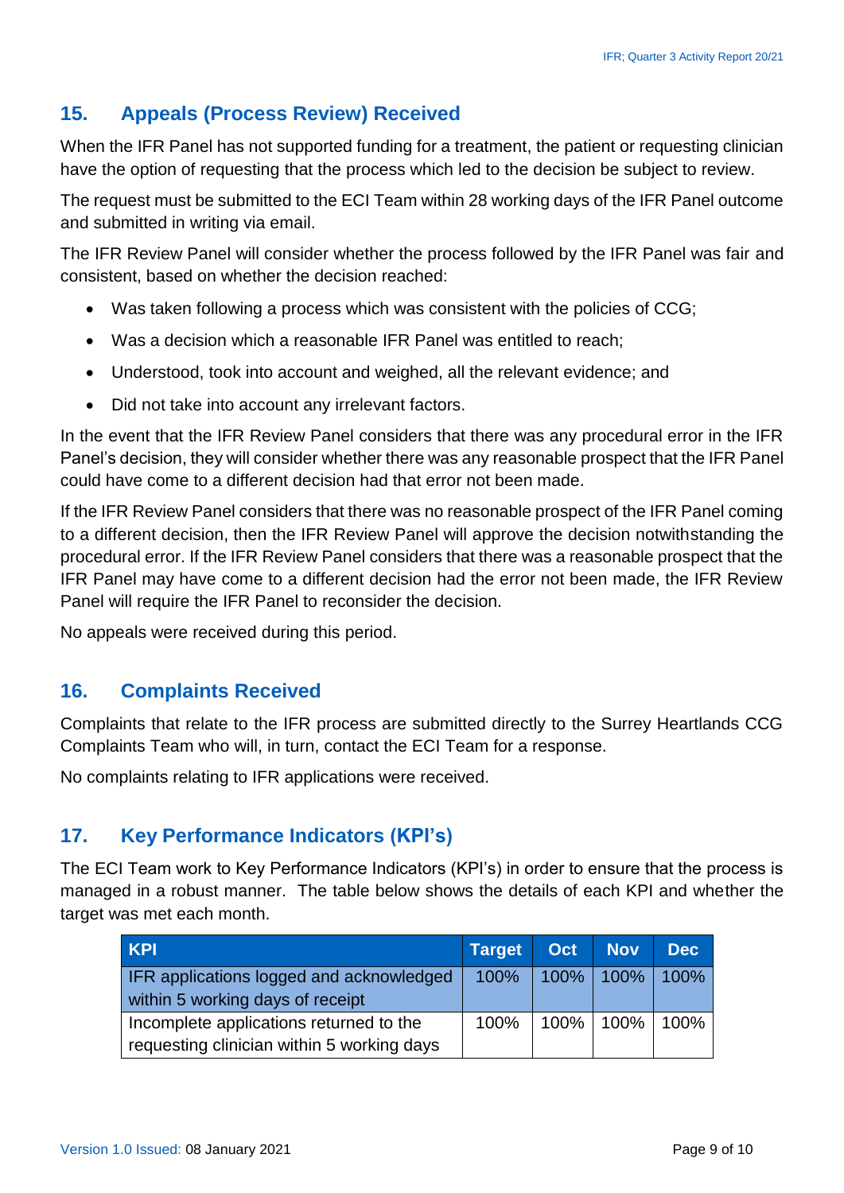## 15. Appeals (Process Review) Received

When the IFR Panel has not supported funding for a treatment, the patient or requesting clinician have the option of requesting that the process which led to the decision be subject to review.

The request must be submitted to the ECI Team within 28 working days of the IFR Panel outcome and submitted in writing via email.

The IFR Review Panel will consider whether the process followed by the IFR Panel was fair and consistent, based on whether the decision reached:

- Was taken following a process which was consistent with the policies of CCG;
- Was a decision which a reasonable IFR Panel was entitled to reach;
- Understood, took into account and weighed, all the relevant evidence; and
- Did not take into account any irrelevant factors.

In the event that the IFR Review Panel considers that there was any procedural error in the IFR Panel's decision, they will consider whether there was any reasonable prospect that the IFR Panel could have come to a different decision had that error not been made.

If the IFR Review Panel considers that there was no reasonable prospect of the IFR Panel coming to a different decision, then the IFR Review Panel will approve the decision notwithstanding the procedural error. If the IFR Review Panel considers that there was a reasonable prospect that the IFR Panel may have come to a different decision had the error not been made, the IFR Review Panel will require the IFR Panel to reconsider the decision.

No appeals were received during this period.

## 16. Complaints Received

Complaints that relate to the IFR process are submitted directly to the Surrey Heartlands CCG Complaints Team who will, in turn, contact the ECI Team for a response.

No complaints relating to IFR applications were received.

## 17. Key Performance Indicators (KPI's)

The ECI Team work to Key Performance Indicators (KPI's) in order to ensure that the process is managed in a robust manner. The table below shows the details of each KPI and whether the target was met each month.

| KPI | Target | Oct | Nov | Dec |
|---|---|---|---|---|
| IFR applications logged and acknowledged within 5 working days of receipt | 100% | 100% | 100% | 100% |
| Incomplete applications returned to the requesting clinician within 5 working days | 100% | 100% | 100% | 100% |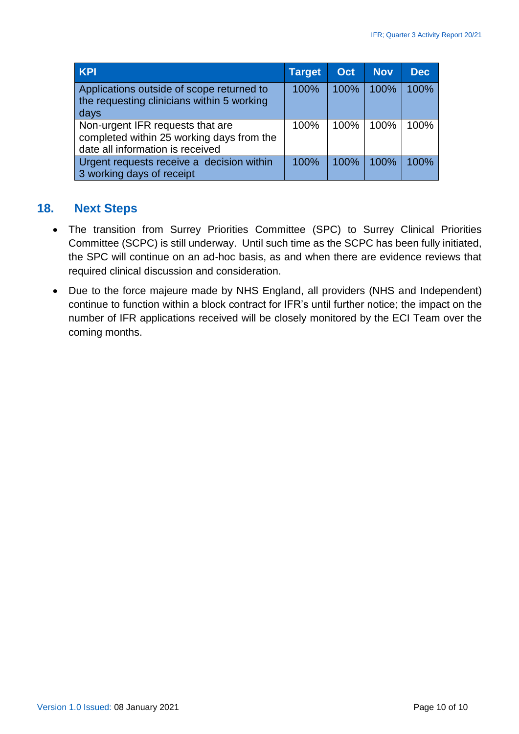| KPI | Target | Oct | Nov | Dec |
|---|---|---|---|---|
| Applications outside of scope returned to the requesting clinicians within 5 working days | 100% | 100% | 100% | 100% |
| Non-urgent IFR requests that are completed within 25 working days from the date all information is received | 100% | 100% | 100% | 100% |
| Urgent requests receive a decision within 3 working days of receipt | 100% | 100% | 100% | 100% |

## 18. Next Steps

- The transition from Surrey Priorities Committee (SPC) to Surrey Clinical Priorities Committee (SCPC) is still underway. Until such time as the SCPC has been fully initiated, the SPC will continue on an ad-hoc basis, as and when there are evidence reviews that required clinical discussion and consideration.
- Due to the force majeure made by NHS England, all providers (NHS and Independent) continue to function within a block contract for IFR's until further notice; the impact on the number of IFR applications received will be closely monitored by the ECI Team over the coming months.

Version 1.0 Issued: 08 January 2021